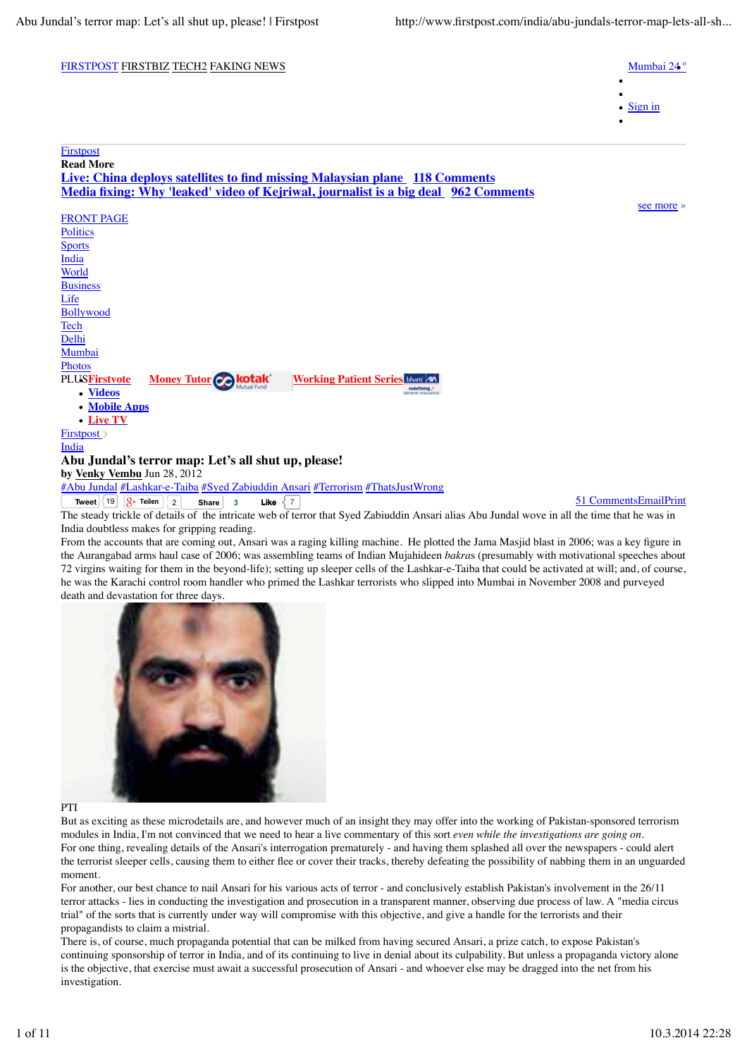FIRSTPOST FIRSTBIZ TECH2 FAKING NEWS

Mumbai 24 °

- Sign in

Firstpost

**Read More**

**Live: China deploys satellites to find missing Malaysian plane 118 Comments**

**Media fixing: Why 'leaked' video of Kejriwal, journalist is a big deal 962 Comments**

see more »

FRONT PAGE
Politics
Sports
India
World
Business
Life
Bollywood
Tech
Delhi
Mumbai
Photos

PLUS **Firstvote** **Money Tutor** **Working Patient Series**

- **Videos**
- **Mobile Apps**
- **Live TV**

Firstpost
India

# Abu Jundal's terror map: Let's all shut up, please!

**by Venky Vembu** Jun 28, 2012

#Abu Jundal #Lashkar-e-Taiba #Syed Zabiuddin Ansari #Terrorism #ThatsJustWrong

Tweet 19 Teilen 2 Share 3 Like 7 51 CommentsEmailPrint

The steady trickle of details of the intricate web of terror that Syed Zabiuddin Ansari alias Abu Jundal wove in all the time that he was in India doubtless makes for gripping reading.

From the accounts that are coming out, Ansari was a raging killing machine. He plotted the Jama Masjid blast in 2006; was a key figure in the Aurangabad arms haul case of 2006; was assembling teams of Indian Mujahideen *bakras* (presumably with motivational speeches about 72 virgins waiting for them in the beyond-life); setting up sleeper cells of the Lashkar-e-Taiba that could be activated at will; and, of course, he was the Karachi control room handler who primed the Lashkar terrorists who slipped into Mumbai in November 2008 and purveyed death and devastation for three days.

PTI

But as exciting as these microdetails are, and however much of an insight they may offer into the working of Pakistan-sponsored terrorism modules in India, I'm not convinced that we need to hear a live commentary of this sort *even while the investigations are going on*.

For one thing, revealing details of the Ansari's interrogation prematurely - and having them splashed all over the newspapers - could alert the terrorist sleeper cells, causing them to either flee or cover their tracks, thereby defeating the possibility of nabbing them in an unguarded moment.

For another, our best chance to nail Ansari for his various acts of terror - and conclusively establish Pakistan's involvement in the 26/11 terror attacks - lies in conducting the investigation and prosecution in a transparent manner, observing due process of law. A "media circus trial" of the sorts that is currently under way will compromise with this objective, and give a handle for the terrorists and their propagandists to claim a mistrial.

There is, of course, much propaganda potential that can be milked from having secured Ansari, a prize catch, to expose Pakistan's continuing sponsorship of terror in India, and of its continuing to live in denial about its culpability. But unless a propaganda victory alone is the objective, that exercise must await a successful prosecution of Ansari - and whoever else may be dragged into the net from his investigation.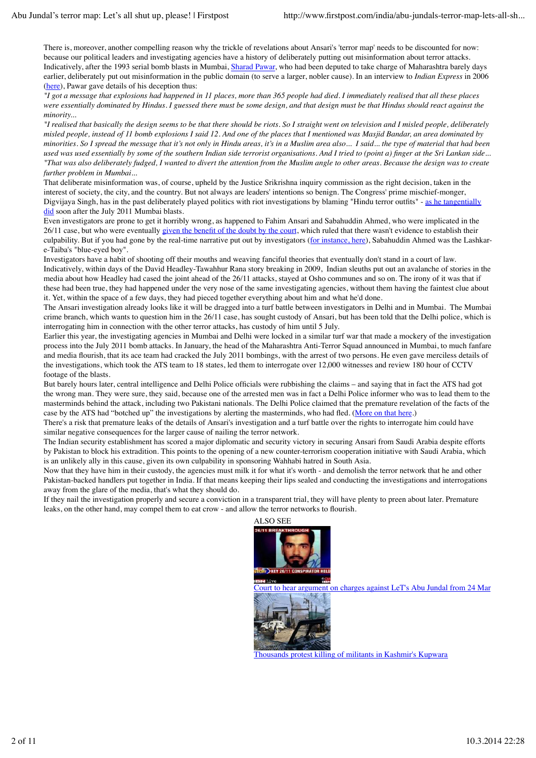There is, moreover, another compelling reason why the trickle of revelations about Ansari's 'terror map' needs to be discounted for now: because our political leaders and investigating agencies have a history of deliberately putting out misinformation about terror attacks. Indicatively, after the 1993 serial bomb blasts in Mumbai, Sharad Pawar, who had been deputed to take charge of Maharashtra barely days earlier, deliberately put out misinformation in the public domain (to serve a larger, nobler cause). In an interview to *Indian Express* in 2006 (here), Pawar gave details of his deception thus:

*"I got a message that explosions had happened in 11 places, more than 365 people had died. I immediately realised that all these places were essentially dominated by Hindus. I guessed there must be some design, and that design must be that Hindus should react against the minority...*

*"I realised that basically the design seems to be that there should be riots. So I straight went on television and I misled people, deliberately misled people, instead of 11 bomb explosions I said 12. And one of the places that I mentioned was Masjid Bandar, an area dominated by minorities. So I spread the message that it's not only in Hindu areas, it's in a Muslim area also... I said... the type of material that had been used was used essentially by some of the southern Indian side terrorist organisations. And I tried to (point a) finger at the Sri Lankan side... "That was also deliberately fudged, I wanted to divert the attention from the Muslim angle to other areas. Because the design was to create further problem in Mumbai...*

That deliberate misinformation was, of course, upheld by the Justice Srikrishna inquiry commission as the right decision, taken in the interest of society, the city, and the country. But not always are leaders' intentions so benign. The Congress' prime mischief-monger, Digvijaya Singh, has in the past deliberately played politics with riot investigations by blaming "Hindu terror outfits" - as he tangentially did soon after the July 2011 Mumbai blasts.

Even investigators are prone to get it horribly wrong, as happened to Fahim Ansari and Sabahuddin Ahmed, who were implicated in the 26/11 case, but who were eventually given the benefit of the doubt by the court, which ruled that there wasn't evidence to establish their culpability. But if you had gone by the real-time narrative put out by investigators (for instance, here), Sabahuddin Ahmed was the Lashkar-e-Taiba's "blue-eyed boy".

Investigators have a habit of shooting off their mouths and weaving fanciful theories that eventually don't stand in a court of law. Indicatively, within days of the David Headley-Tawahhur Rana story breaking in 2009, Indian sleuths put out an avalanche of stories in the media about how Headley had cased the joint ahead of the 26/11 attacks, stayed at Osho communes and so on. The irony of it was that if these had been true, they had happened under the very nose of the same investigating agencies, without them having the faintest clue about it. Yet, within the space of a few days, they had pieced together everything about him and what he'd done.

The Ansari investigation already looks like it will be dragged into a turf battle between investigators in Delhi and in Mumbai. The Mumbai crime branch, which wants to question him in the 26/11 case, has sought custody of Ansari, but has been told that the Delhi police, which is interrogating him in connection with the other terror attacks, has custody of him until 5 July.

Earlier this year, the investigating agencies in Mumbai and Delhi were locked in a similar turf war that made a mockery of the investigation process into the July 2011 bomb attacks. In January, the head of the Maharashtra Anti-Terror Squad announced in Mumbai, to much fanfare and media flourish, that its ace team had cracked the July 2011 bombings, with the arrest of two persons. He even gave merciless details of the investigations, which took the ATS team to 18 states, led them to interrogate over 12,000 witnesses and review 180 hour of CCTV footage of the blasts.

But barely hours later, central intelligence and Delhi Police officials were rubbishing the claims – and saying that in fact the ATS had got the wrong man. They were sure, they said, because one of the arrested men was in fact a Delhi Police informer who was to lead them to the masterminds behind the attack, including two Pakistani nationals. The Delhi Police claimed that the premature revelation of the facts of the case by the ATS had "botched up" the investigations by alerting the masterminds, who had fled. (More on that here.)

There's a risk that premature leaks of the details of Ansari's investigation and a turf battle over the rights to interrogate him could have similar negative consequences for the larger cause of nailing the terror network.

The Indian security establishment has scored a major diplomatic and security victory in securing Ansari from Saudi Arabia despite efforts by Pakistan to block his extradition. This points to the opening of a new counter-terrorism cooperation initiative with Saudi Arabia, which is an unlikely ally in this cause, given its own culpability in sponsoring Wahhabi hatred in South Asia.

Now that they have him in their custody, the agencies must milk it for what it's worth - and demolish the terror network that he and other Pakistan-backed handlers put together in India. If that means keeping their lips sealed and conducting the investigations and interrogations away from the glare of the media, that's what they should do.

If they nail the investigation properly and secure a conviction in a transparent trial, they will have plenty to preen about later. Premature leaks, on the other hand, may compel them to eat crow - and allow the terror networks to flourish.

ALSO SEE

Court to hear argument on charges against LeT's Abu Jundal from 24 Mar

Thousands protest killing of militants in Kashmir's Kupwara